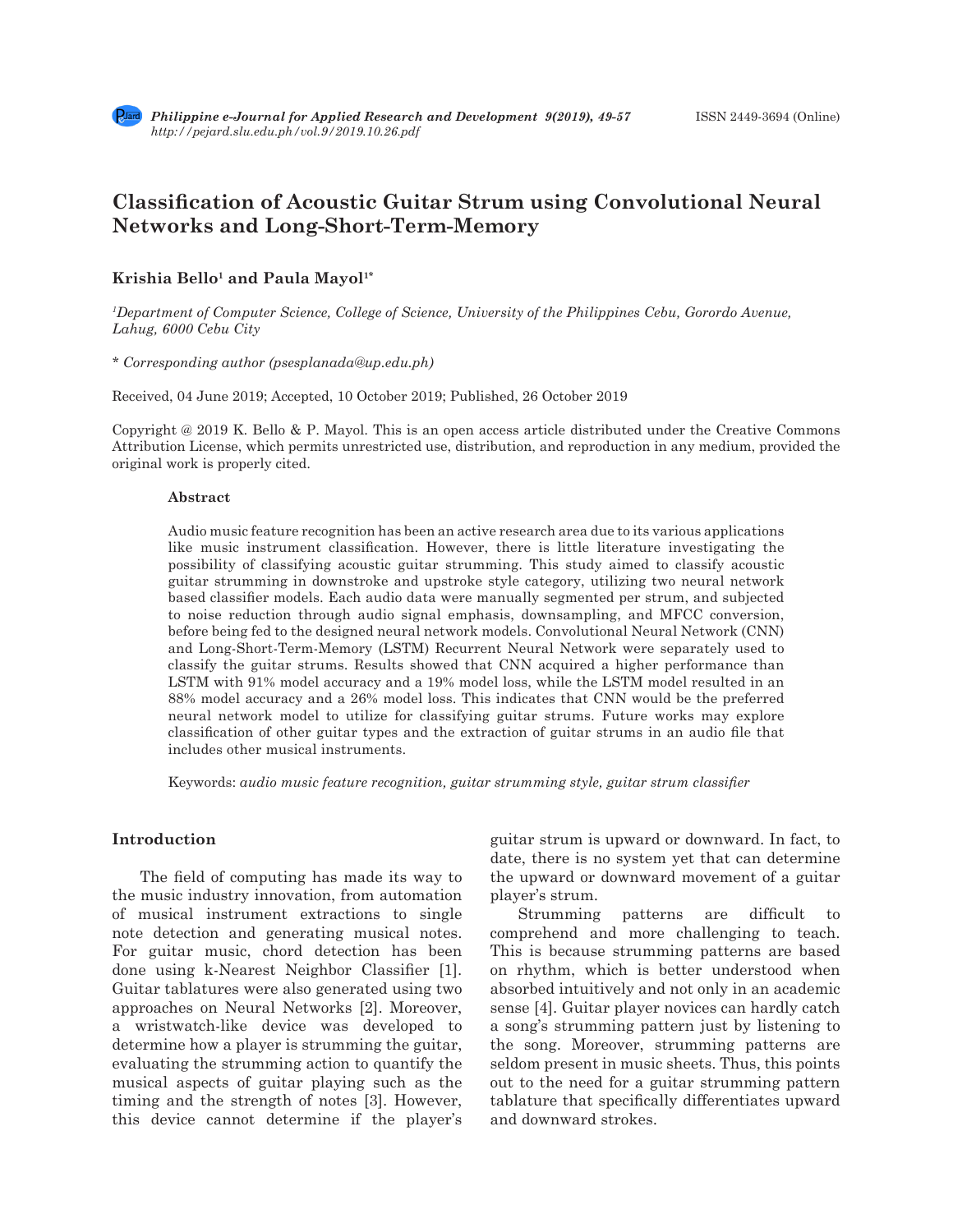# Classification of Acoustic Guitar Strum using Convolutional Neural Networks and Long-Short-Term-Memory

**Krishia Bello[1] and Paula Mayol[1*]**

[1]*Department of Computer Science, College of Science, University of the Philippines Cebu, Gorordo Avenue, Lahug, 6000 Cebu City*

\* *Corresponding author (psesplanada@up.edu.ph)*

Received, 04 June 2019; Accepted, 10 October 2019; Published, 26 October 2019

Copyright @ 2019 K. Bello & P. Mayol. This is an open access article distributed under the Creative Commons Attribution License, which permits unrestricted use, distribution, and reproduction in any medium, provided the original work is properly cited.

#### Abstract

Audio music feature recognition has been an active research area due to its various applications like music instrument classification. However, there is little literature investigating the possibility of classifying acoustic guitar strumming. This study aimed to classify acoustic guitar strumming in downstroke and upstroke style category, utilizing two neural network based classifier models. Each audio data were manually segmented per strum, and subjected to noise reduction through audio signal emphasis, downsampling, and MFCC conversion, before being fed to the designed neural network models. Convolutional Neural Network (CNN) and Long-Short-Term-Memory (LSTM) Recurrent Neural Network were separately used to classify the guitar strums. Results showed that CNN acquired a higher performance than LSTM with 91% model accuracy and a 19% model loss, while the LSTM model resulted in an 88% model accuracy and a 26% model loss. This indicates that CNN would be the preferred neural network model to utilize for classifying guitar strums. Future works may explore classification of other guitar types and the extraction of guitar strums in an audio file that includes other musical instruments.

Keywords: *audio music feature recognition, guitar strumming style, guitar strum classifier*

## Introduction

The field of computing has made its way to the music industry innovation, from automation of musical instrument extractions to single note detection and generating musical notes. For guitar music, chord detection has been done using k-Nearest Neighbor Classifier [1]. Guitar tablatures were also generated using two approaches on Neural Networks [2]. Moreover, a wristwatch-like device was developed to determine how a player is strumming the guitar, evaluating the strumming action to quantify the musical aspects of guitar playing such as the timing and the strength of notes [3]. However, this device cannot determine if the player's guitar strum is upward or downward. In fact, to date, there is no system yet that can determine the upward or downward movement of a guitar player's strum.

Strumming patterns are difficult to comprehend and more challenging to teach. This is because strumming patterns are based on rhythm, which is better understood when absorbed intuitively and not only in an academic sense [4]. Guitar player novices can hardly catch a song's strumming pattern just by listening to the song. Moreover, strumming patterns are seldom present in music sheets. Thus, this points out to the need for a guitar strumming pattern tablature that specifically differentiates upward and downward strokes.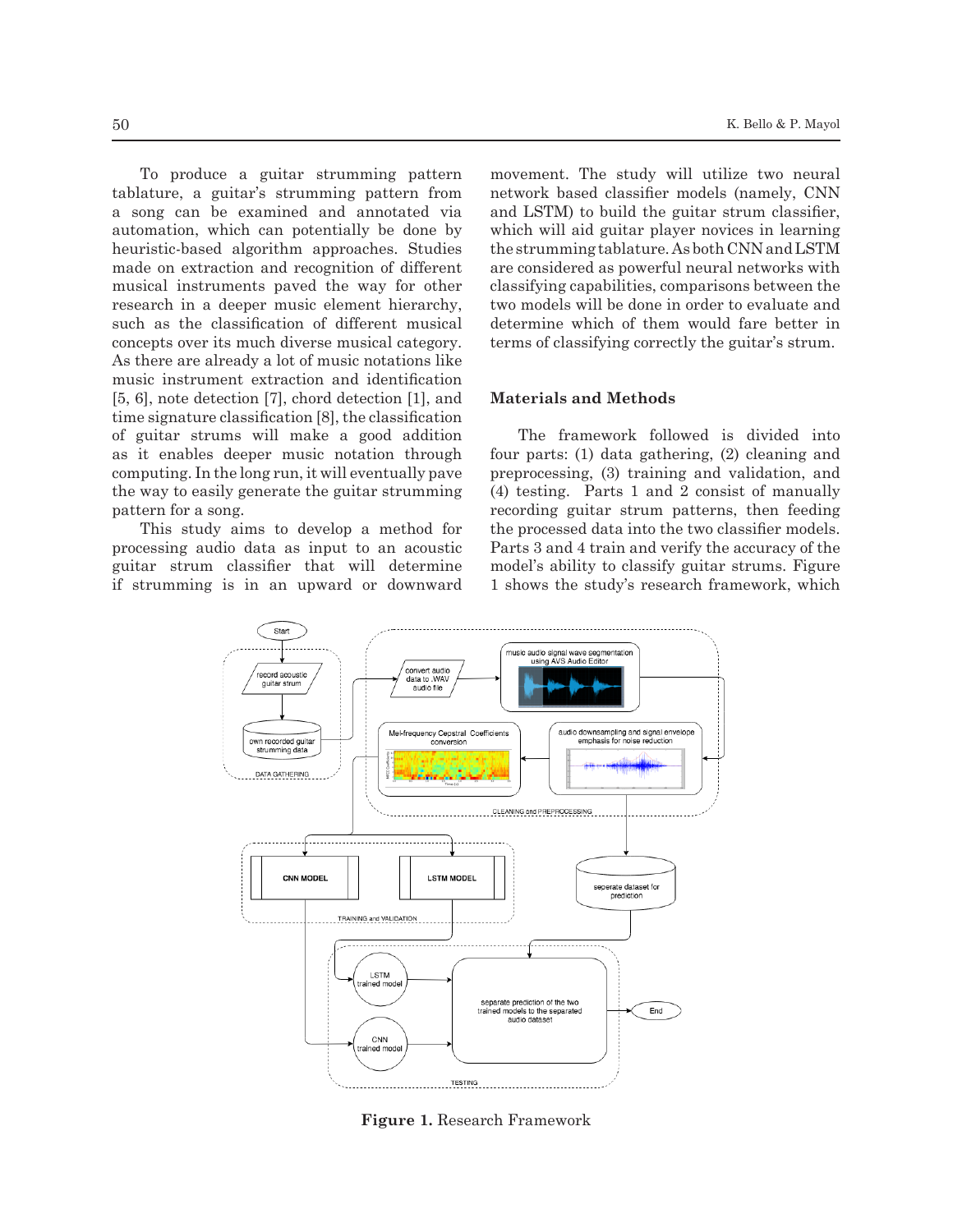To produce a guitar strumming pattern tablature, a guitar's strumming pattern from a song can be examined and annotated via automation, which can potentially be done by heuristic-based algorithm approaches. Studies made on extraction and recognition of different musical instruments paved the way for other research in a deeper music element hierarchy, such as the classification of different musical concepts over its much diverse musical category. As there are already a lot of music notations like music instrument extraction and identification [5, 6], note detection [7], chord detection [1], and time signature classification [8], the classification of guitar strums will make a good addition as it enables deeper music notation through computing. In the long run, it will eventually pave the way to easily generate the guitar strumming pattern for a song.

This study aims to develop a method for processing audio data as input to an acoustic guitar strum classifier that will determine if strumming is in an upward or downward movement. The study will utilize two neural network based classifier models (namely, CNN and LSTM) to build the guitar strum classifier, which will aid guitar player novices in learning the strumming tablature. As both CNN and LSTM are considered as powerful neural networks with classifying capabilities, comparisons between the two models will be done in order to evaluate and determine which of them would fare better in terms of classifying correctly the guitar's strum.

## Materials and Methods

The framework followed is divided into four parts: (1) data gathering, (2) cleaning and preprocessing, (3) training and validation, and (4) testing. Parts 1 and 2 consist of manually recording guitar strum patterns, then feeding the processed data into the two classifier models. Parts 3 and 4 train and verify the accuracy of the model's ability to classify guitar strums. Figure 1 shows the study's research framework, which

**Figure 1.** Research Framework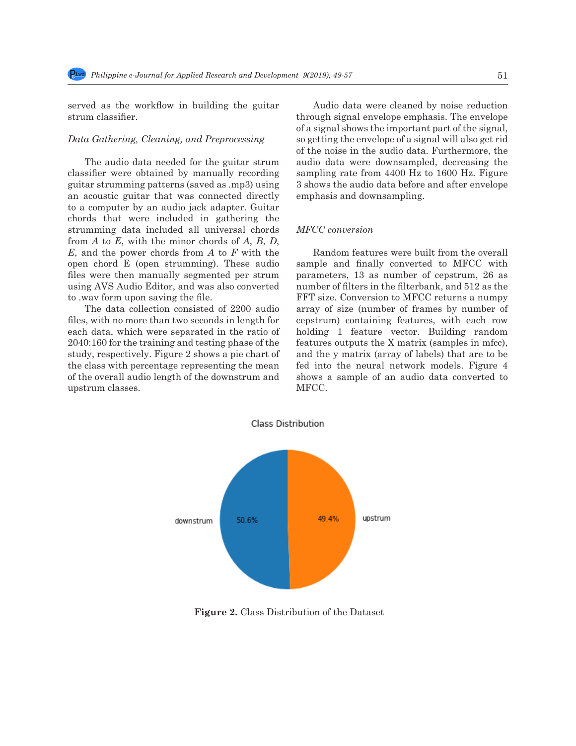served as the workflow in building the guitar strum classifier.

*Data Gathering, Cleaning, and Preprocessing*

The audio data needed for the guitar strum classifier were obtained by manually recording guitar strumming patterns (saved as .mp3) using an acoustic guitar that was connected directly to a computer by an audio jack adapter. Guitar chords that were included in gathering the strumming data included all universal chords from *A* to *E*, with the minor chords of *A*, *B*, *D*, *E*, and the power chords from *A* to *F* with the open chord E (open strumming). These audio files were then manually segmented per strum using AVS Audio Editor, and was also converted to .wav form upon saving the file.

The data collection consisted of 2200 audio files, with no more than two seconds in length for each data, which were separated in the ratio of 2040:160 for the training and testing phase of the study, respectively. Figure 2 shows a pie chart of the class with percentage representing the mean of the overall audio length of the downstrum and upstrum classes.

Audio data were cleaned by noise reduction through signal envelope emphasis. The envelope of a signal shows the important part of the signal, so getting the envelope of a signal will also get rid of the noise in the audio data. Furthermore, the audio data were downsampled, decreasing the sampling rate from 4400 Hz to 1600 Hz. Figure 3 shows the audio data before and after envelope emphasis and downsampling.

*MFCC conversion*

Random features were built from the overall sample and finally converted to MFCC with parameters, 13 as number of cepstrum, 26 as number of filters in the filterbank, and 512 as the FFT size. Conversion to MFCC returns a numpy array of size (number of frames by number of cepstrum) containing features, with each row holding 1 feature vector. Building random features outputs the X matrix (samples in mfcc), and the y matrix (array of labels) that are to be fed into the neural network models. Figure 4 shows a sample of an audio data converted to MFCC.

Class Distribution

downstrum 50.6% | upstrum 49.4%

**Figure 2.** Class Distribution of the Dataset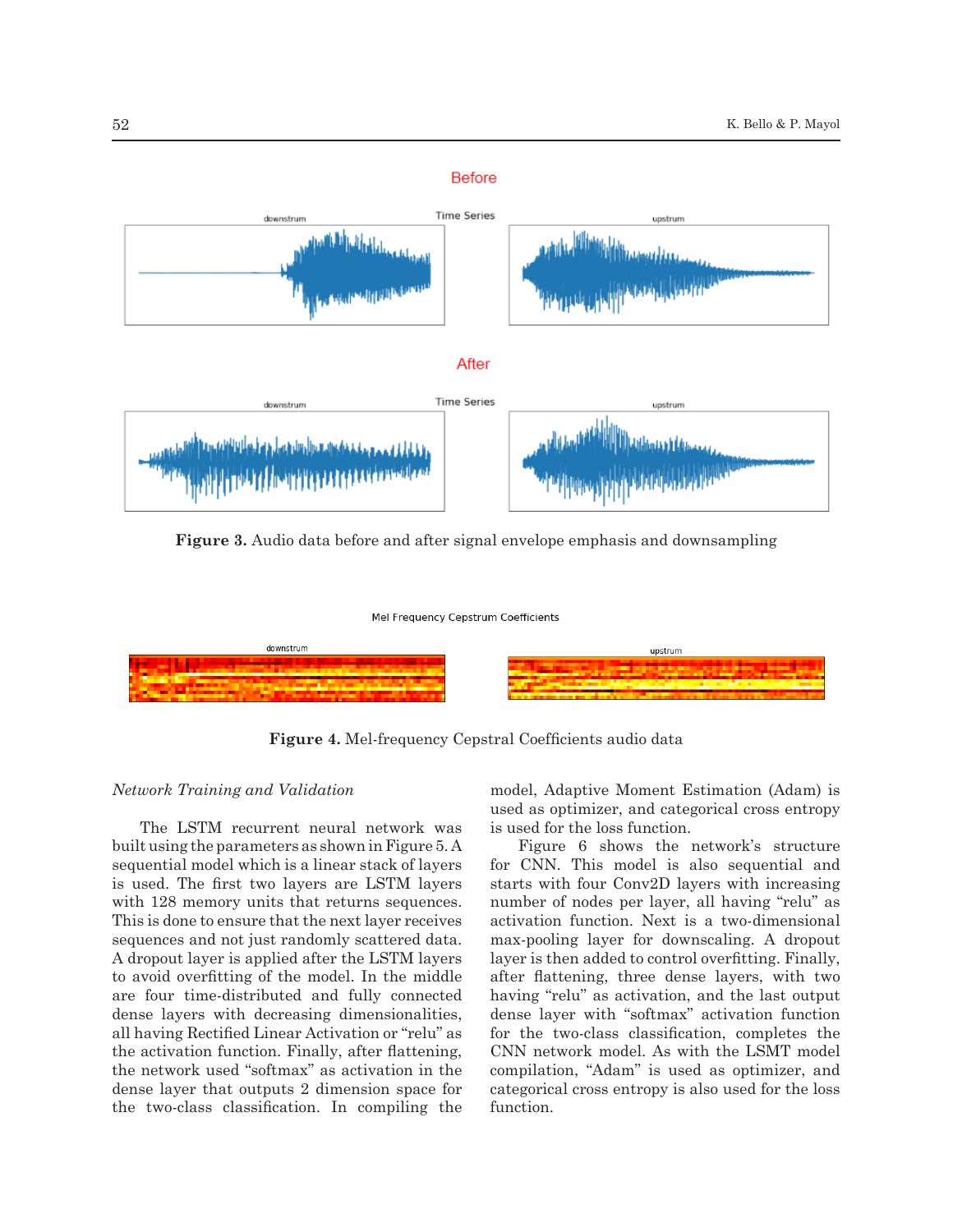Figure 3. Audio data before and after signal envelope emphasis and downsampling

Figure 4. Mel-frequency Cepstral Coefficients audio data

*Network Training and Validation*

The LSTM recurrent neural network was built using the parameters as shown in Figure 5. A sequential model which is a linear stack of layers is used. The first two layers are LSTM layers with 128 memory units that returns sequences. This is done to ensure that the next layer receives sequences and not just randomly scattered data. A dropout layer is applied after the LSTM layers to avoid overfitting of the model. In the middle are four time-distributed and fully connected dense layers with decreasing dimensionalities, all having Rectified Linear Activation or "relu" as the activation function. Finally, after flattening, the network used "softmax" as activation in the dense layer that outputs 2 dimension space for the two-class classification. In compiling the model, Adaptive Moment Estimation (Adam) is used as optimizer, and categorical cross entropy is used for the loss function.

Figure 6 shows the network's structure for CNN. This model is also sequential and starts with four Conv2D layers with increasing number of nodes per layer, all having "relu" as activation function. Next is a two-dimensional max-pooling layer for downscaling. A dropout layer is then added to control overfitting. Finally, after flattening, three dense layers, with two having "relu" as activation, and the last output dense layer with "softmax" activation function for the two-class classification, completes the CNN network model. As with the LSMT model compilation, "Adam" is used as optimizer, and categorical cross entropy is also used for the loss function.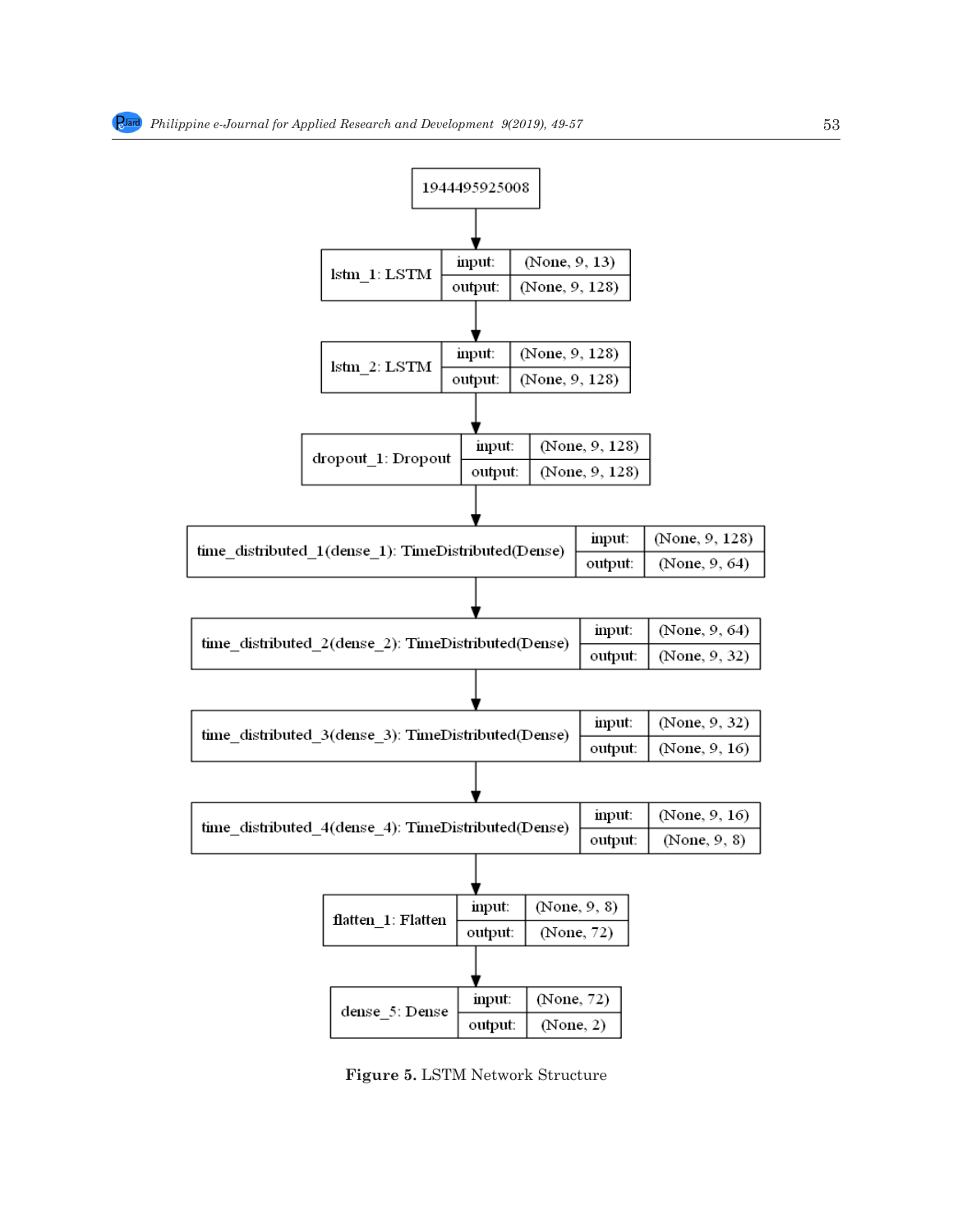1944495925008

| lstm_1: LSTM | input: | (None, 9, 13) |
| --- | --- | --- |
| | output: | (None, 9, 128) |

| lstm_2: LSTM | input: | (None, 9, 128) |
| --- | --- | --- |
| | output: | (None, 9, 128) |

| dropout_1: Dropout | input: | (None, 9, 128) |
| --- | --- | --- |
| | output: | (None, 9, 128) |

| time_distributed_1(dense_1): TimeDistributed(Dense) | input: | (None, 9, 128) |
| --- | --- | --- |
| | output: | (None, 9, 64) |

| time_distributed_2(dense_2): TimeDistributed(Dense) | input: | (None, 9, 64) |
| --- | --- | --- |
| | output: | (None, 9, 32) |

| time_distributed_3(dense_3): TimeDistributed(Dense) | input: | (None, 9, 32) |
| --- | --- | --- |
| | output: | (None, 9, 16) |

| time_distributed_4(dense_4): TimeDistributed(Dense) | input: | (None, 9, 16) |
| --- | --- | --- |
| | output: | (None, 9, 8) |

| flatten_1: Flatten | input: | (None, 9, 8) |
| --- | --- | --- |
| | output: | (None, 72) |

| dense_5: Dense | input: | (None, 72) |
| --- | --- | --- |
| | output: | (None, 2) |

**Figure 5.** LSTM Network Structure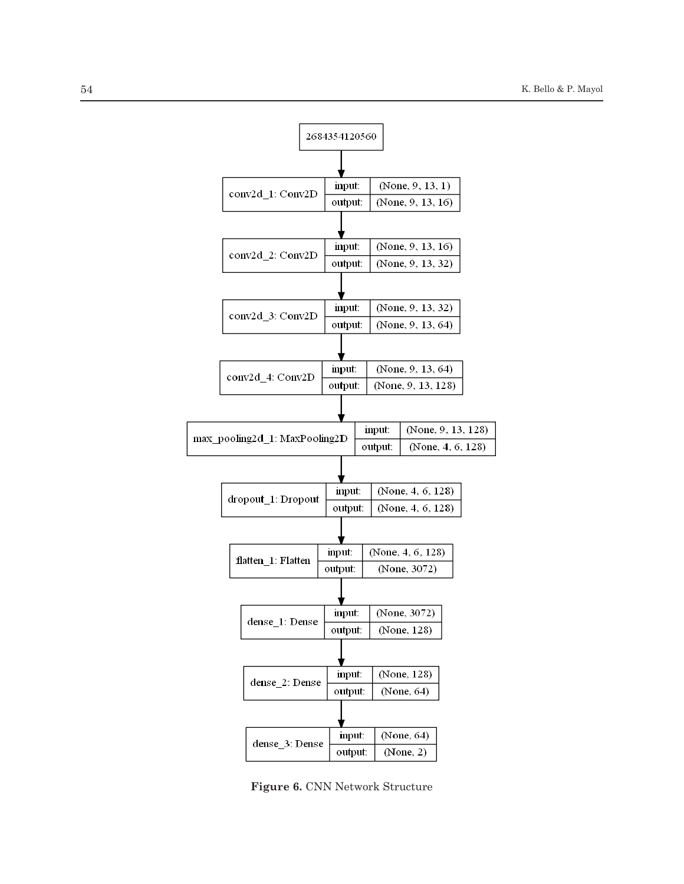| Layer | Input | Output |
| --- | --- | --- |
| 2684354120560 | | |
| conv2d_1: Conv2D | (None, 9, 13, 1) | (None, 9, 13, 16) |
| conv2d_2: Conv2D | (None, 9, 13, 16) | (None, 9, 13, 32) |
| conv2d_3: Conv2D | (None, 9, 13, 32) | (None, 9, 13, 64) |
| conv2d_4: Conv2D | (None, 9, 13, 64) | (None, 9, 13, 128) |
| max_pooling2d_1: MaxPooling2D | (None, 9, 13, 128) | (None, 4, 6, 128) |
| dropout_1: Dropout | (None, 4, 6, 128) | (None, 4, 6, 128) |
| flatten_1: Flatten | (None, 4, 6, 128) | (None, 3072) |
| dense_1: Dense | (None, 3072) | (None, 128) |
| dense_2: Dense | (None, 128) | (None, 64) |
| dense_3: Dense | (None, 64) | (None, 2) |

**Figure 6.** CNN Network Structure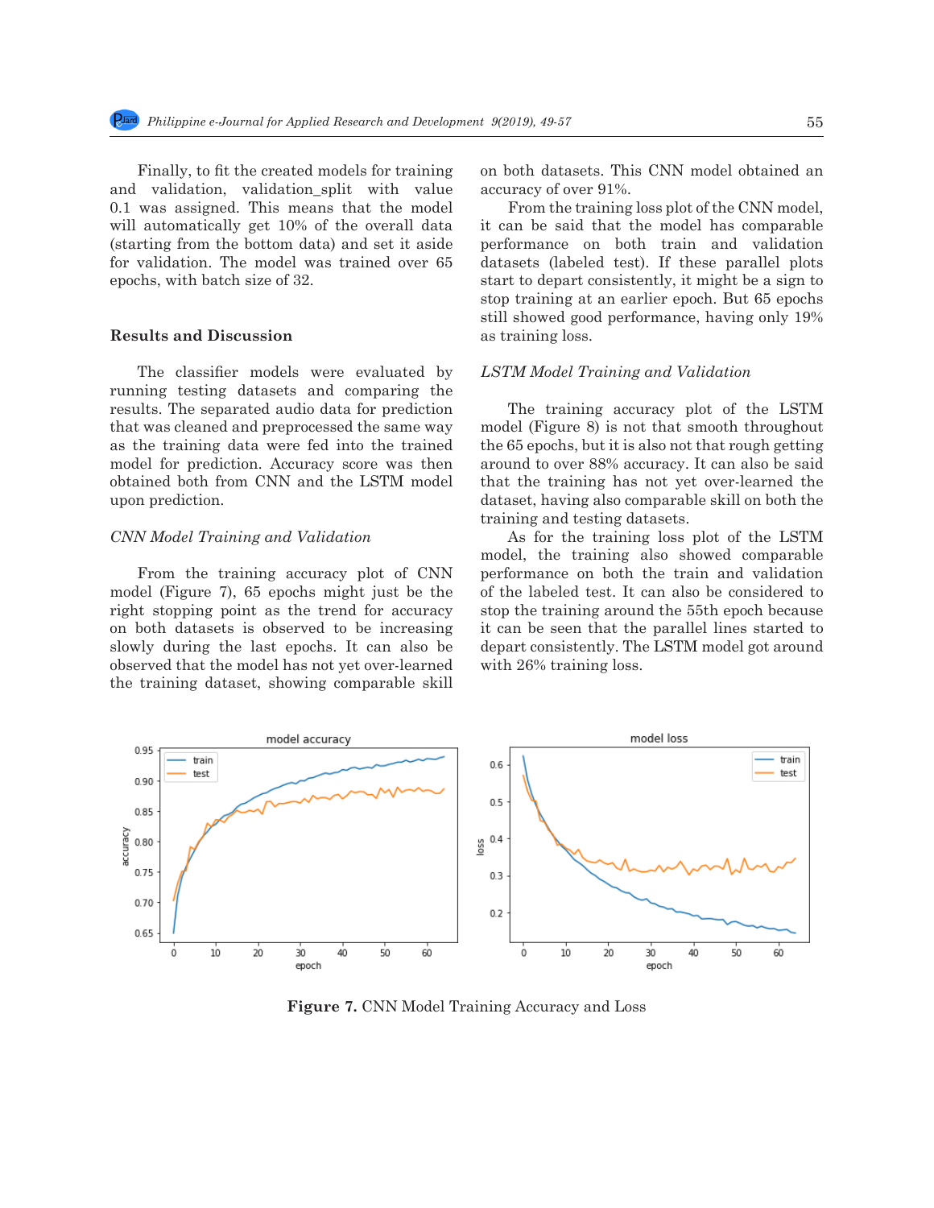Finally, to fit the created models for training and validation, validation_split with value 0.1 was assigned. This means that the model will automatically get 10% of the overall data (starting from the bottom data) and set it aside for validation. The model was trained over 65 epochs, with batch size of 32.

## Results and Discussion

The classifier models were evaluated by running testing datasets and comparing the results. The separated audio data for prediction that was cleaned and preprocessed the same way as the training data were fed into the trained model for prediction. Accuracy score was then obtained both from CNN and the LSTM model upon prediction.

### *CNN Model Training and Validation*

From the training accuracy plot of CNN model (Figure 7), 65 epochs might just be the right stopping point as the trend for accuracy on both datasets is observed to be increasing slowly during the last epochs. It can also be observed that the model has not yet over-learned the training dataset, showing comparable skill on both datasets. This CNN model obtained an accuracy of over 91%.

From the training loss plot of the CNN model, it can be said that the model has comparable performance on both train and validation datasets (labeled test). If these parallel plots start to depart consistently, it might be a sign to stop training at an earlier epoch. But 65 epochs still showed good performance, having only 19% as training loss.

### *LSTM Model Training and Validation*

The training accuracy plot of the LSTM model (Figure 8) is not that smooth throughout the 65 epochs, but it is also not that rough getting around to over 88% accuracy. It can also be said that the training has not yet over-learned the dataset, having also comparable skill on both the training and testing datasets.

As for the training loss plot of the LSTM model, the training also showed comparable performance on both the train and validation of the labeled test. It can also be considered to stop the training around the 55th epoch because it can be seen that the parallel lines started to depart consistently. The LSTM model got around with 26% training loss.

**Figure 7.** CNN Model Training Accuracy and Loss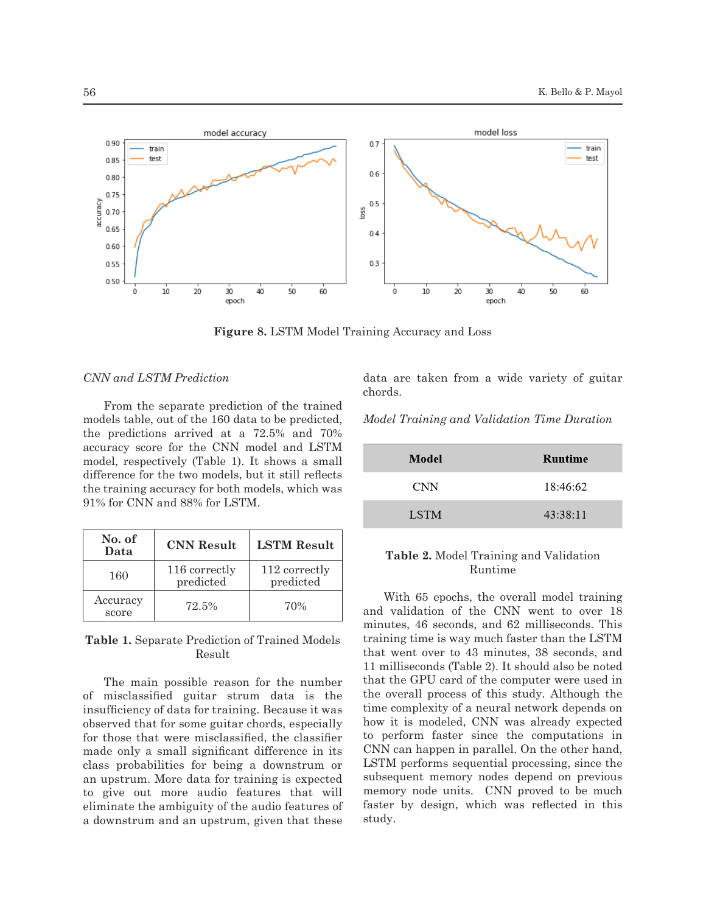Figure 8. LSTM Model Training Accuracy and Loss

*CNN and LSTM Prediction*

From the separate prediction of the trained models table, out of the 160 data to be predicted, the predictions arrived at a 72.5% and 70% accuracy score for the CNN model and LSTM model, respectively (Table 1). It shows a small difference for the two models, but it still reflects the training accuracy for both models, which was 91% for CNN and 88% for LSTM.

| No. of Data | CNN Result | LSTM Result |
|---|---|---|
| 160 | 116 correctly predicted | 112 correctly predicted |
| Accuracy score | 72.5% | 70% |

**Table 1.** Separate Prediction of Trained Models Result

The main possible reason for the number of misclassified guitar strum data is the insufficiency of data for training. Because it was observed that for some guitar chords, especially for those that were misclassified, the classifier made only a small significant difference in its class probabilities for being a downstrum or an upstrum. More data for training is expected to give out more audio features that will eliminate the ambiguity of the audio features of a downstrum and an upstrum, given that these data are taken from a wide variety of guitar chords.

*Model Training and Validation Time Duration*

| Model | Runtime |
|---|---|
| CNN | 18:46:62 |
| LSTM | 43:38:11 |

**Table 2.** Model Training and Validation Runtime

With 65 epochs, the overall model training and validation of the CNN went to over 18 minutes, 46 seconds, and 62 milliseconds. This training time is way much faster than the LSTM that went over to 43 minutes, 38 seconds, and 11 milliseconds (Table 2). It should also be noted that the GPU card of the computer were used in the overall process of this study. Although the time complexity of a neural network depends on how it is modeled, CNN was already expected to perform faster since the computations in CNN can happen in parallel. On the other hand, LSTM performs sequential processing, since the subsequent memory nodes depend on previous memory node units. CNN proved to be much faster by design, which was reflected in this study.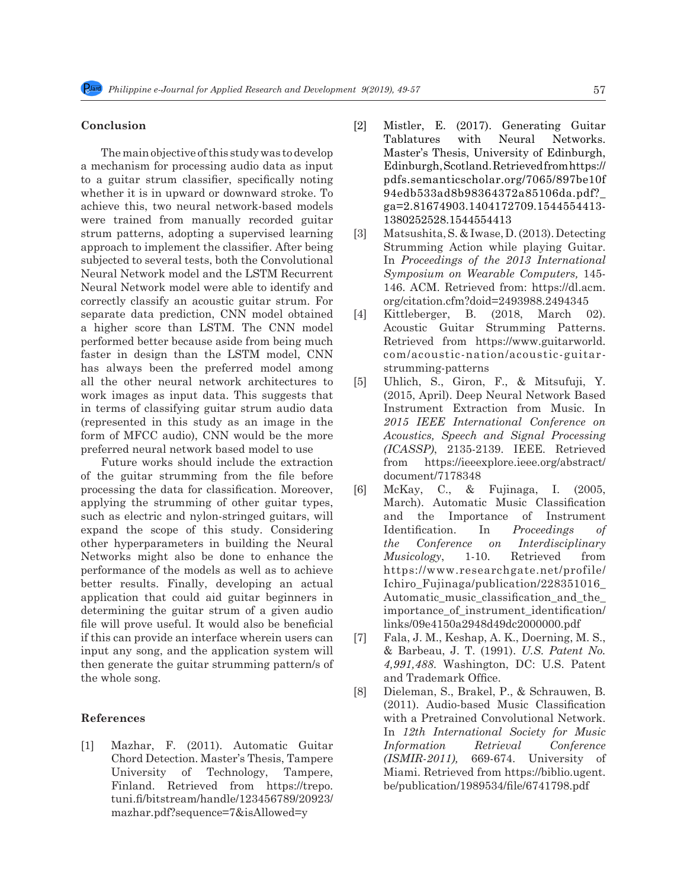## Conclusion

The main objective of this study was to develop a mechanism for processing audio data as input to a guitar strum classifier, specifically noting whether it is in upward or downward stroke. To achieve this, two neural network-based models were trained from manually recorded guitar strum patterns, adopting a supervised learning approach to implement the classifier. After being subjected to several tests, both the Convolutional Neural Network model and the LSTM Recurrent Neural Network model were able to identify and correctly classify an acoustic guitar strum. For separate data prediction, CNN model obtained a higher score than LSTM. The CNN model performed better because aside from being much faster in design than the LSTM model, CNN has always been the preferred model among all the other neural network architectures to work images as input data. This suggests that in terms of classifying guitar strum audio data (represented in this study as an image in the form of MFCC audio), CNN would be the more preferred neural network based model to use

Future works should include the extraction of the guitar strumming from the file before processing the data for classification. Moreover, applying the strumming of other guitar types, such as electric and nylon-stringed guitars, will expand the scope of this study. Considering other hyperparameters in building the Neural Networks might also be done to enhance the performance of the models as well as to achieve better results. Finally, developing an actual application that could aid guitar beginners in determining the guitar strum of a given audio file will prove useful. It would also be beneficial if this can provide an interface wherein users can input any song, and the application system will then generate the guitar strumming pattern/s of the whole song.

## References

[1] Mazhar, F. (2011). Automatic Guitar Chord Detection. Master's Thesis, Tampere University of Technology, Tampere, Finland. Retrieved from https://trepo.tuni.fi/bitstream/handle/123456789/20923/mazhar.pdf?sequence=7&isAllowed=y

[2] Mistler, E. (2017). Generating Guitar Tablatures with Neural Networks. Master's Thesis, University of Edinburgh, Edinburgh, Scotland. Retrieved from https://pdfs.semanticscholar.org/7065/897be10f94edb533ad8b98364372a85106da.pdf?_ga=2.81674903.1404172709.1544554413-1380252528.1544554413

[3] Matsushita, S. & Iwase, D. (2013). Detecting Strumming Action while playing Guitar. In *Proceedings of the 2013 International Symposium on Wearable Computers,* 145-146. ACM. Retrieved from: https://dl.acm.org/citation.cfm?doid=2493988.2494345

[4] Kittleberger, B. (2018, March 02). Acoustic Guitar Strumming Patterns. Retrieved from https://www.guitarworld.com/acoustic-nation/acoustic-guitar-strumming-patterns

[5] Uhlich, S., Giron, F., & Mitsufuji, Y. (2015, April). Deep Neural Network Based Instrument Extraction from Music. In *2015 IEEE International Conference on Acoustics, Speech and Signal Processing (ICASSP)*, 2135-2139. IEEE. Retrieved from https://ieeexplore.ieee.org/abstract/document/7178348

[6] McKay, C., & Fujinaga, I. (2005, March). Automatic Music Classification and the Importance of Instrument Identification. In *Proceedings of the Conference on Interdisciplinary Musicology*, 1-10. Retrieved from https://www.researchgate.net/profile/Ichiro_Fujinaga/publication/228351016_Automatic_music_classification_and_the_importance_of_instrument_identification/links/09e4150a2948d49dc2000000.pdf

[7] Fala, J. M., Keshap, A. K., Doerning, M. S., & Barbeau, J. T. (1991). *U.S. Patent No. 4,991,488.* Washington, DC: U.S. Patent and Trademark Office.

[8] Dieleman, S., Brakel, P., & Schrauwen, B. (2011). Audio-based Music Classification with a Pretrained Convolutional Network. In *12th International Society for Music Information Retrieval Conference (ISMIR-2011),* 669-674. University of Miami. Retrieved from https://biblio.ugent.be/publication/1989534/file/6741798.pdf